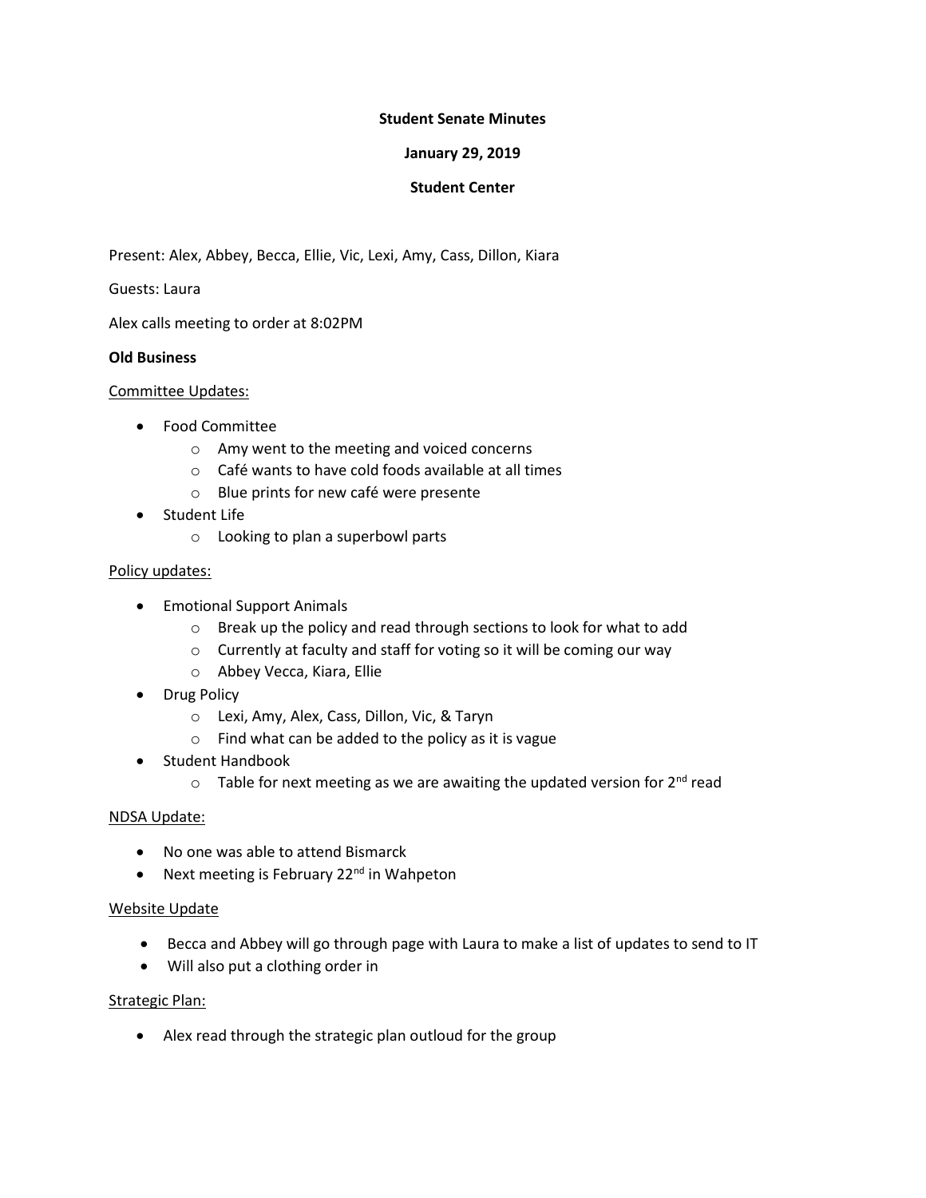**Student Senate Minutes**

**January 29, 2019**

**Student Center**

Present: Alex, Abbey, Becca, Ellie, Vic, Lexi, Amy, Cass, Dillon, Kiara

Guests: Laura

Alex calls meeting to order at 8:02PM

**Old Business**

Committee Updates:

- Food Committee
  - Amy went to the meeting and voiced concerns
  - Café wants to have cold foods available at all times
  - Blue prints for new café were presente
- Student Life
  - Looking to plan a superbowl parts

Policy updates:

- Emotional Support Animals
  - Break up the policy and read through sections to look for what to add
  - Currently at faculty and staff for voting so it will be coming our way
  - Abbey Vecca, Kiara, Ellie
- Drug Policy
  - Lexi, Amy, Alex, Cass, Dillon, Vic, & Taryn
  - Find what can be added to the policy as it is vague
- Student Handbook
  - Table for next meeting as we are awaiting the updated version for 2nd read

NDSA Update:

- No one was able to attend Bismarck
- Next meeting is February 22nd in Wahpeton

Website Update

- Becca and Abbey will go through page with Laura to make a list of updates to send to IT
- Will also put a clothing order in

Strategic Plan:

- Alex read through the strategic plan outloud for the group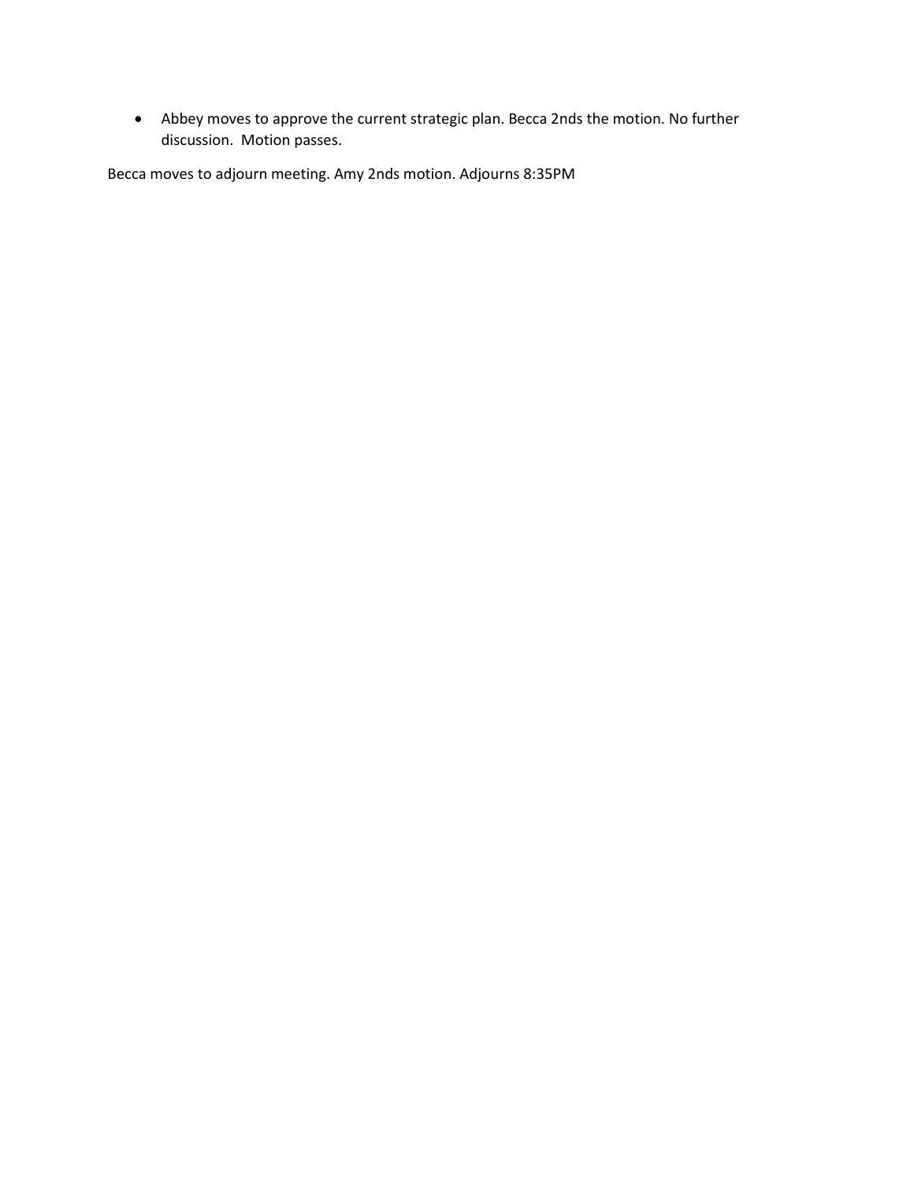- Abbey moves to approve the current strategic plan. Becca 2nds the motion. No further discussion. Motion passes.

Becca moves to adjourn meeting. Amy 2nds motion. Adjourns 8:35PM